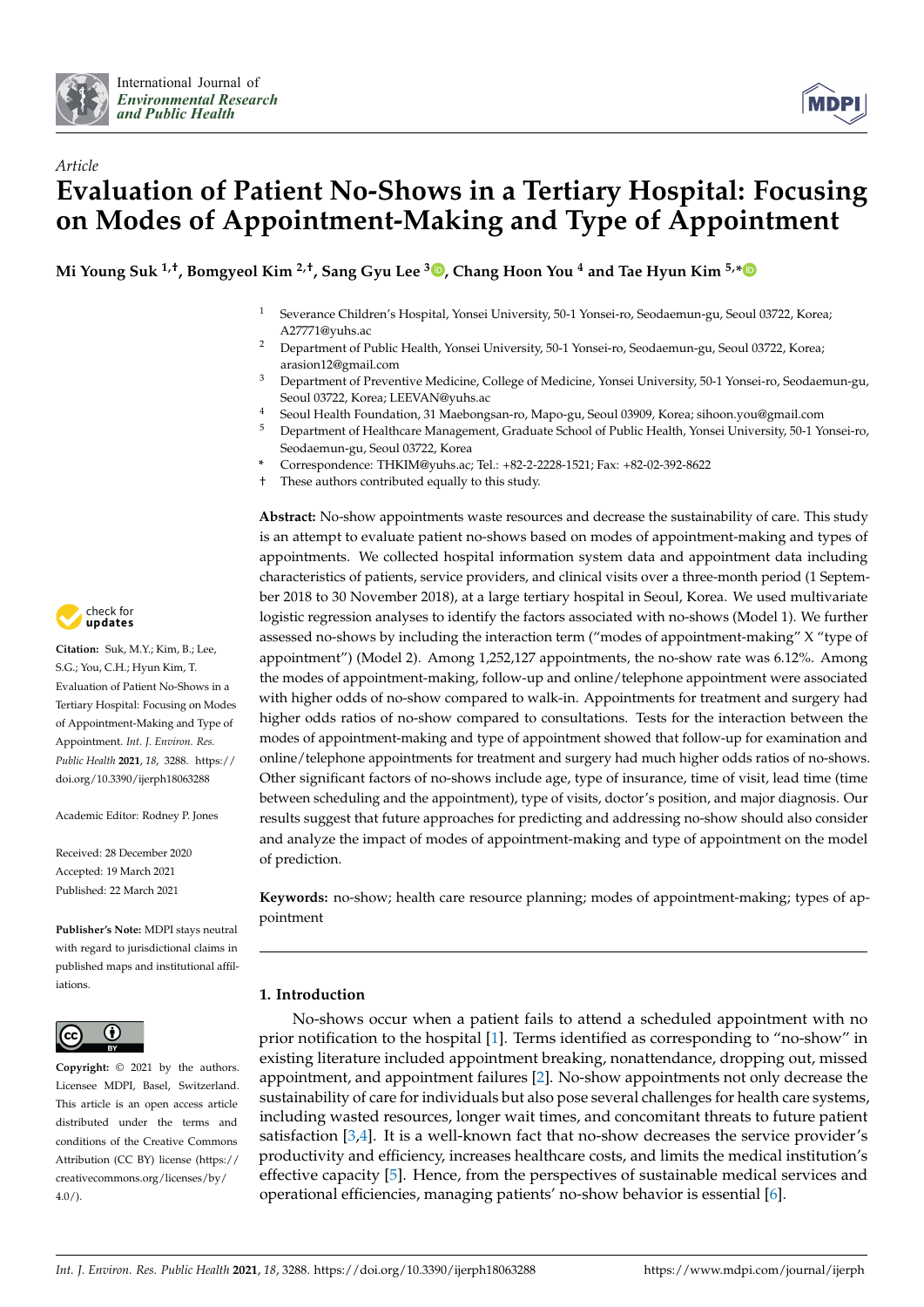*Article*

# Evaluation of Patient No-Shows in a Tertiary Hospital: Focusing on Modes of Appointment-Making and Type of Appointment

**Mi Young Suk [1,†], Bomgyeol Kim [2,†], Sang Gyu Lee [3], Chang Hoon You [4] and Tae Hyun Kim [5,*]**

1. Severance Children's Hospital, Yonsei University, 50-1 Yonsei-ro, Seodaemun-gu, Seoul 03722, Korea; A27771@yuhs.ac
2. Department of Public Health, Yonsei University, 50-1 Yonsei-ro, Seodaemun-gu, Seoul 03722, Korea; arasion12@gmail.com
3. Department of Preventive Medicine, College of Medicine, Yonsei University, 50-1 Yonsei-ro, Seodaemun-gu, Seoul 03722, Korea; LEEVAN@yuhs.ac
4. Seoul Health Foundation, 31 Maebongsan-ro, Mapo-gu, Seoul 03909, Korea; sihoon.you@gmail.com
5. Department of Healthcare Management, Graduate School of Public Health, Yonsei University, 50-1 Yonsei-ro, Seodaemun-gu, Seoul 03722, Korea

\* Correspondence: THKIM@yuhs.ac; Tel.: +82-2-2228-1521; Fax: +82-02-392-8622

† These authors contributed equally to this study.

**Citation:** Suk, M.Y.; Kim, B.; Lee, S.G.; You, C.H.; Hyun Kim, T. Evaluation of Patient No-Shows in a Tertiary Hospital: Focusing on Modes of Appointment-Making and Type of Appointment. *Int. J. Environ. Res. Public Health* **2021**, *18*, 3288. https://doi.org/10.3390/ijerph18063288

Academic Editor: Rodney P. Jones

Received: 28 December 2020
Accepted: 19 March 2021
Published: 22 March 2021

**Publisher's Note:** MDPI stays neutral with regard to jurisdictional claims in published maps and institutional affiliations.

**Copyright:** © 2021 by the authors. Licensee MDPI, Basel, Switzerland. This article is an open access article distributed under the terms and conditions of the Creative Commons Attribution (CC BY) license (https://creativecommons.org/licenses/by/4.0/).

**Abstract:** No-show appointments waste resources and decrease the sustainability of care. This study is an attempt to evaluate patient no-shows based on modes of appointment-making and types of appointments. We collected hospital information system data and appointment data including characteristics of patients, service providers, and clinical visits over a three-month period (1 September 2018 to 30 November 2018), at a large tertiary hospital in Seoul, Korea. We used multivariate logistic regression analyses to identify the factors associated with no-shows (Model 1). We further assessed no-shows by including the interaction term ("modes of appointment-making" X "type of appointment") (Model 2). Among 1,252,127 appointments, the no-show rate was 6.12%. Among the modes of appointment-making, follow-up and online/telephone appointment were associated with higher odds of no-show compared to walk-in. Appointments for treatment and surgery had higher odds ratios of no-show compared to consultations. Tests for the interaction between the modes of appointment-making and type of appointment showed that follow-up for examination and online/telephone appointments for treatment and surgery had much higher odds ratios of no-shows. Other significant factors of no-shows include age, type of insurance, time of visit, lead time (time between scheduling and the appointment), type of visits, doctor's position, and major diagnosis. Our results suggest that future approaches for predicting and addressing no-show should also consider and analyze the impact of modes of appointment-making and type of appointment on the model of prediction.

**Keywords:** no-show; health care resource planning; modes of appointment-making; types of appointment

## 1. Introduction

No-shows occur when a patient fails to attend a scheduled appointment with no prior notification to the hospital [1]. Terms identified as corresponding to "no-show" in existing literature included appointment breaking, nonattendance, dropping out, missed appointment, and appointment failures [2]. No-show appointments not only decrease the sustainability of care for individuals but also pose several challenges for health care systems, including wasted resources, longer wait times, and concomitant threats to future patient satisfaction [3,4]. It is a well-known fact that no-show decreases the service provider's productivity and efficiency, increases healthcare costs, and limits the medical institution's effective capacity [5]. Hence, from the perspectives of sustainable medical services and operational efficiencies, managing patients' no-show behavior is essential [6].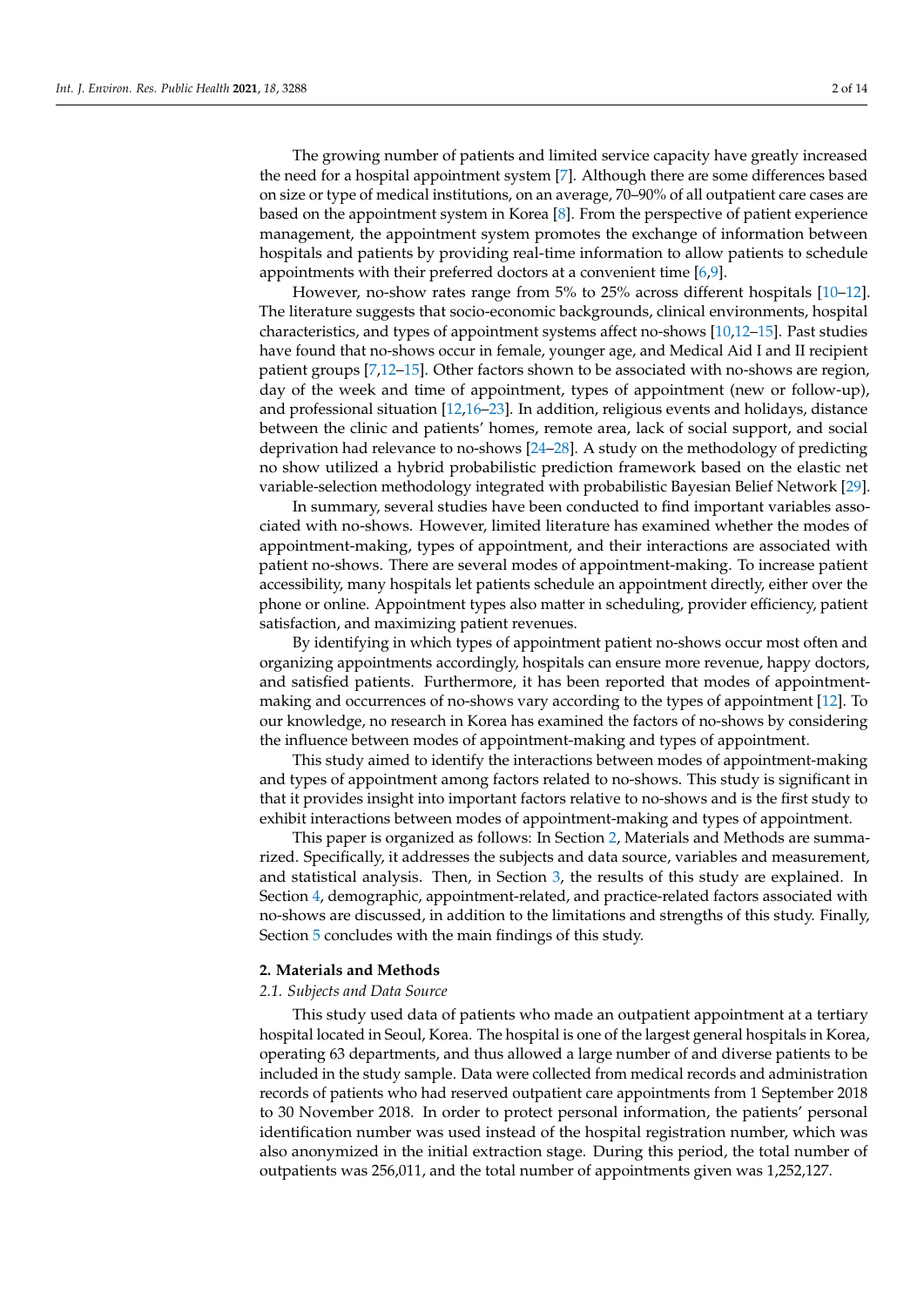The growing number of patients and limited service capacity have greatly increased the need for a hospital appointment system [7]. Although there are some differences based on size or type of medical institutions, on an average, 70–90% of all outpatient care cases are based on the appointment system in Korea [8]. From the perspective of patient experience management, the appointment system promotes the exchange of information between hospitals and patients by providing real-time information to allow patients to schedule appointments with their preferred doctors at a convenient time [6,9].

However, no-show rates range from 5% to 25% across different hospitals [10–12]. The literature suggests that socio-economic backgrounds, clinical environments, hospital characteristics, and types of appointment systems affect no-shows [10,12–15]. Past studies have found that no-shows occur in female, younger age, and Medical Aid I and II recipient patient groups [7,12–15]. Other factors shown to be associated with no-shows are region, day of the week and time of appointment, types of appointment (new or follow-up), and professional situation [12,16–23]. In addition, religious events and holidays, distance between the clinic and patients' homes, remote area, lack of social support, and social deprivation had relevance to no-shows [24–28]. A study on the methodology of predicting no show utilized a hybrid probabilistic prediction framework based on the elastic net variable-selection methodology integrated with probabilistic Bayesian Belief Network [29].

In summary, several studies have been conducted to find important variables associated with no-shows. However, limited literature has examined whether the modes of appointment-making, types of appointment, and their interactions are associated with patient no-shows. There are several modes of appointment-making. To increase patient accessibility, many hospitals let patients schedule an appointment directly, either over the phone or online. Appointment types also matter in scheduling, provider efficiency, patient satisfaction, and maximizing patient revenues.

By identifying in which types of appointment patient no-shows occur most often and organizing appointments accordingly, hospitals can ensure more revenue, happy doctors, and satisfied patients. Furthermore, it has been reported that modes of appointment-making and occurrences of no-shows vary according to the types of appointment [12]. To our knowledge, no research in Korea has examined the factors of no-shows by considering the influence between modes of appointment-making and types of appointment.

This study aimed to identify the interactions between modes of appointment-making and types of appointment among factors related to no-shows. This study is significant in that it provides insight into important factors relative to no-shows and is the first study to exhibit interactions between modes of appointment-making and types of appointment.

This paper is organized as follows: In Section 2, Materials and Methods are summarized. Specifically, it addresses the subjects and data source, variables and measurement, and statistical analysis. Then, in Section 3, the results of this study are explained. In Section 4, demographic, appointment-related, and practice-related factors associated with no-shows are discussed, in addition to the limitations and strengths of this study. Finally, Section 5 concludes with the main findings of this study.

## 2. Materials and Methods

### 2.1. Subjects and Data Source

This study used data of patients who made an outpatient appointment at a tertiary hospital located in Seoul, Korea. The hospital is one of the largest general hospitals in Korea, operating 63 departments, and thus allowed a large number of and diverse patients to be included in the study sample. Data were collected from medical records and administration records of patients who had reserved outpatient care appointments from 1 September 2018 to 30 November 2018. In order to protect personal information, the patients' personal identification number was used instead of the hospital registration number, which was also anonymized in the initial extraction stage. During this period, the total number of outpatients was 256,011, and the total number of appointments given was 1,252,127.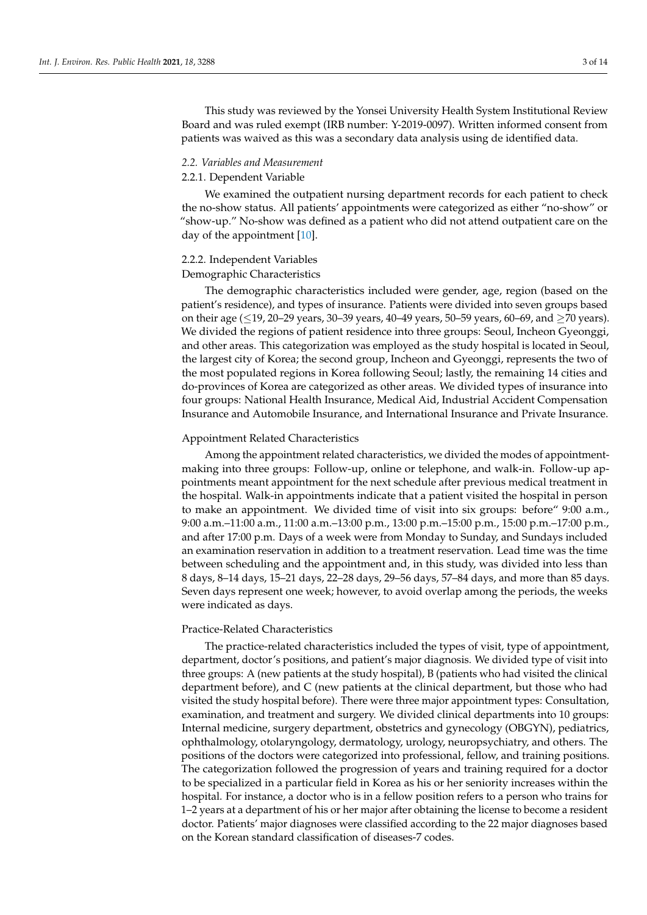This study was reviewed by the Yonsei University Health System Institutional Review Board and was ruled exempt (IRB number: Y-2019-0097). Written informed consent from patients was waived as this was a secondary data analysis using de identified data.

### *2.2. Variables and Measurement*

#### 2.2.1. Dependent Variable

We examined the outpatient nursing department records for each patient to check the no-show status. All patients' appointments were categorized as either "no-show" or "show-up." No-show was defined as a patient who did not attend outpatient care on the day of the appointment [10].

#### 2.2.2. Independent Variables

Demographic Characteristics

The demographic characteristics included were gender, age, region (based on the patient's residence), and types of insurance. Patients were divided into seven groups based on their age (≤19, 20–29 years, 30–39 years, 40–49 years, 50–59 years, 60–69, and ≥70 years). We divided the regions of patient residence into three groups: Seoul, Incheon Gyeonggi, and other areas. This categorization was employed as the study hospital is located in Seoul, the largest city of Korea; the second group, Incheon and Gyeonggi, represents the two of the most populated regions in Korea following Seoul; lastly, the remaining 14 cities and do-provinces of Korea are categorized as other areas. We divided types of insurance into four groups: National Health Insurance, Medical Aid, Industrial Accident Compensation Insurance and Automobile Insurance, and International Insurance and Private Insurance.

Appointment Related Characteristics

Among the appointment related characteristics, we divided the modes of appointment-making into three groups: Follow-up, online or telephone, and walk-in. Follow-up appointments meant appointment for the next schedule after previous medical treatment in the hospital. Walk-in appointments indicate that a patient visited the hospital in person to make an appointment. We divided time of visit into six groups: before" 9:00 a.m., 9:00 a.m.–11:00 a.m., 11:00 a.m.–13:00 p.m., 13:00 p.m.–15:00 p.m., 15:00 p.m.–17:00 p.m., and after 17:00 p.m. Days of a week were from Monday to Sunday, and Sundays included an examination reservation in addition to a treatment reservation. Lead time was the time between scheduling and the appointment and, in this study, was divided into less than 8 days, 8–14 days, 15–21 days, 22–28 days, 29–56 days, 57–84 days, and more than 85 days. Seven days represent one week; however, to avoid overlap among the periods, the weeks were indicated as days.

Practice-Related Characteristics

The practice-related characteristics included the types of visit, type of appointment, department, doctor's positions, and patient's major diagnosis. We divided type of visit into three groups: A (new patients at the study hospital), B (patients who had visited the clinical department before), and C (new patients at the clinical department, but those who had visited the study hospital before). There were three major appointment types: Consultation, examination, and treatment and surgery. We divided clinical departments into 10 groups: Internal medicine, surgery department, obstetrics and gynecology (OBGYN), pediatrics, ophthalmology, otolaryngology, dermatology, urology, neuropsychiatry, and others. The positions of the doctors were categorized into professional, fellow, and training positions. The categorization followed the progression of years and training required for a doctor to be specialized in a particular field in Korea as his or her seniority increases within the hospital. For instance, a doctor who is in a fellow position refers to a person who trains for 1–2 years at a department of his or her major after obtaining the license to become a resident doctor. Patients' major diagnoses were classified according to the 22 major diagnoses based on the Korean standard classification of diseases-7 codes.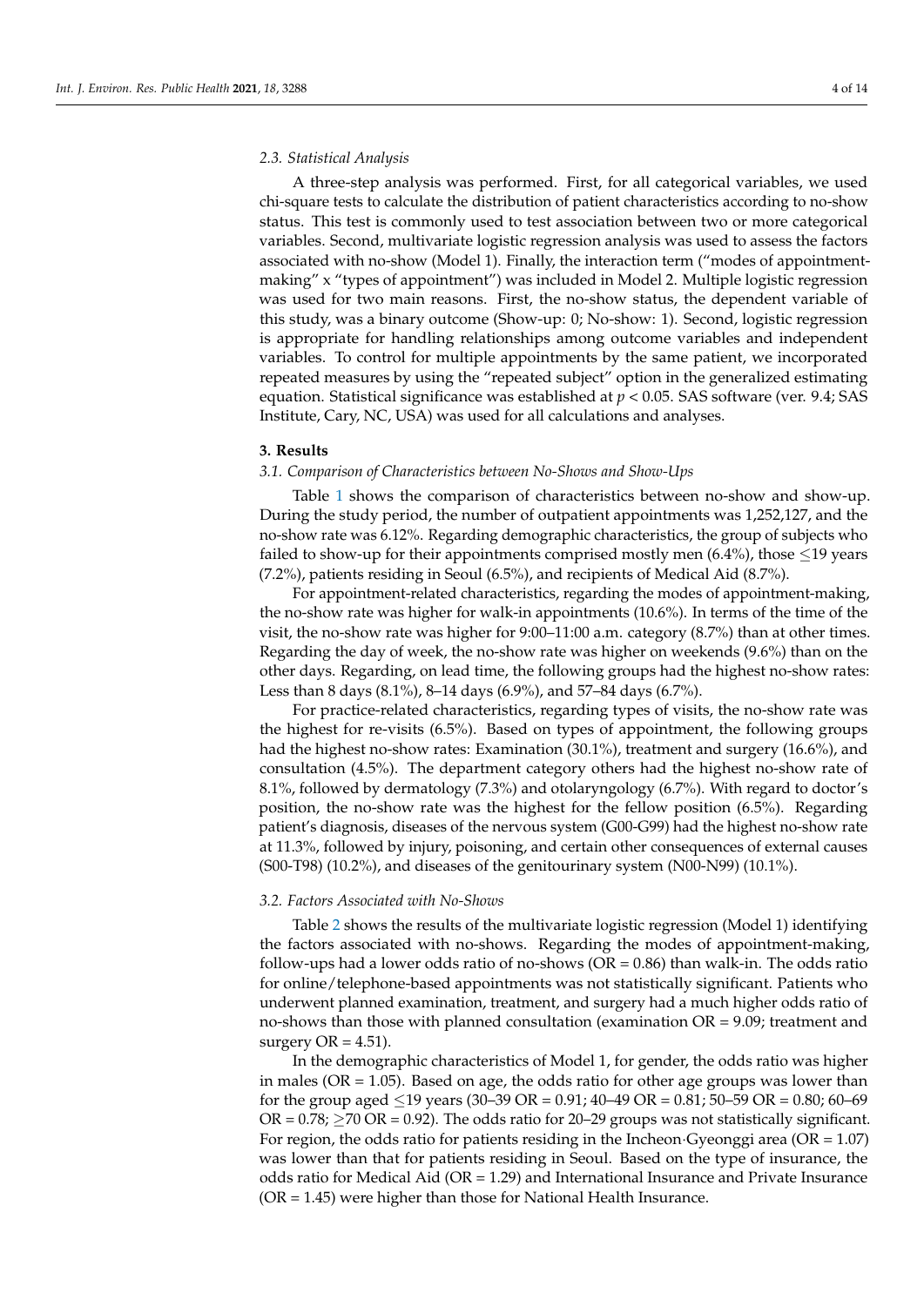### 2.3. Statistical Analysis

A three-step analysis was performed. First, for all categorical variables, we used chi-square tests to calculate the distribution of patient characteristics according to no-show status. This test is commonly used to test association between two or more categorical variables. Second, multivariate logistic regression analysis was used to assess the factors associated with no-show (Model 1). Finally, the interaction term ("modes of appointment-making" x "types of appointment") was included in Model 2. Multiple logistic regression was used for two main reasons. First, the no-show status, the dependent variable of this study, was a binary outcome (Show-up: 0; No-show: 1). Second, logistic regression is appropriate for handling relationships among outcome variables and independent variables. To control for multiple appointments by the same patient, we incorporated repeated measures by using the "repeated subject" option in the generalized estimating equation. Statistical significance was established at $p < 0.05$. SAS software (ver. 9.4; SAS Institute, Cary, NC, USA) was used for all calculations and analyses.

## 3. Results

### 3.1. Comparison of Characteristics between No-Shows and Show-Ups

Table 1 shows the comparison of characteristics between no-show and show-up. During the study period, the number of outpatient appointments was 1,252,127, and the no-show rate was 6.12%. Regarding demographic characteristics, the group of subjects who failed to show-up for their appointments comprised mostly men (6.4%), those ≤19 years (7.2%), patients residing in Seoul (6.5%), and recipients of Medical Aid (8.7%).

For appointment-related characteristics, regarding the modes of appointment-making, the no-show rate was higher for walk-in appointments (10.6%). In terms of the time of the visit, the no-show rate was higher for 9:00–11:00 a.m. category (8.7%) than at other times. Regarding the day of week, the no-show rate was higher on weekends (9.6%) than on the other days. Regarding, on lead time, the following groups had the highest no-show rates: Less than 8 days (8.1%), 8–14 days (6.9%), and 57–84 days (6.7%).

For practice-related characteristics, regarding types of visits, the no-show rate was the highest for re-visits (6.5%). Based on types of appointment, the following groups had the highest no-show rates: Examination (30.1%), treatment and surgery (16.6%), and consultation (4.5%). The department category others had the highest no-show rate of 8.1%, followed by dermatology (7.3%) and otolaryngology (6.7%). With regard to doctor's position, the no-show rate was the highest for the fellow position (6.5%). Regarding patient's diagnosis, diseases of the nervous system (G00-G99) had the highest no-show rate at 11.3%, followed by injury, poisoning, and certain other consequences of external causes (S00-T98) (10.2%), and diseases of the genitourinary system (N00-N99) (10.1%).

### 3.2. Factors Associated with No-Shows

Table 2 shows the results of the multivariate logistic regression (Model 1) identifying the factors associated with no-shows. Regarding the modes of appointment-making, follow-ups had a lower odds ratio of no-shows (OR = 0.86) than walk-in. The odds ratio for online/telephone-based appointments was not statistically significant. Patients who underwent planned examination, treatment, and surgery had a much higher odds ratio of no-shows than those with planned consultation (examination OR = 9.09; treatment and surgery OR = 4.51).

In the demographic characteristics of Model 1, for gender, the odds ratio was higher in males (OR = 1.05). Based on age, the odds ratio for other age groups was lower than for the group aged ≤19 years (30–39 OR = 0.91; 40–49 OR = 0.81; 50–59 OR = 0.80; 60–69 OR = 0.78; ≥70 OR = 0.92). The odds ratio for 20–29 groups was not statistically significant. For region, the odds ratio for patients residing in the Incheon·Gyeonggi area (OR = 1.07) was lower than that for patients residing in Seoul. Based on the type of insurance, the odds ratio for Medical Aid (OR = 1.29) and International Insurance and Private Insurance (OR = 1.45) were higher than those for National Health Insurance.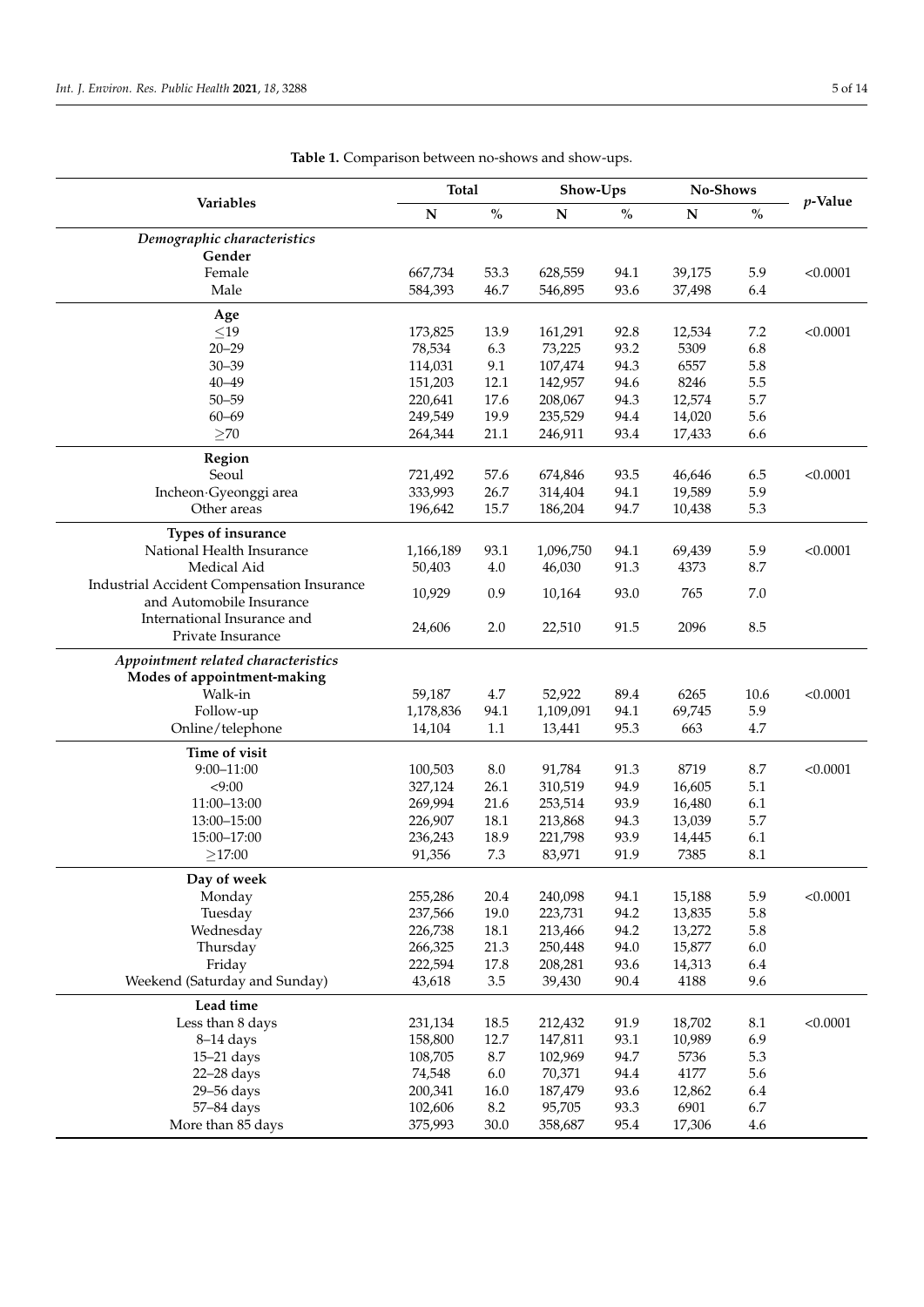**Table 1.** Comparison between no-shows and show-ups.

| Variables | Total | | Show-Ups | | No-Shows | | *p*-Value |
|---|---|---|---|---|---|---|---|
| | N | % | N | % | N | % | |
| ***Demographic characteristics*** | | | | | | | |
| **Gender** | | | | | | | |
| Female | 667,734 | 53.3 | 628,559 | 94.1 | 39,175 | 5.9 | <0.0001 |
| Male | 584,393 | 46.7 | 546,895 | 93.6 | 37,498 | 6.4 | |
| **Age** | | | | | | | |
| ≤19 | 173,825 | 13.9 | 161,291 | 92.8 | 12,534 | 7.2 | <0.0001 |
| 20–29 | 78,534 | 6.3 | 73,225 | 93.2 | 5309 | 6.8 | |
| 30–39 | 114,031 | 9.1 | 107,474 | 94.3 | 6557 | 5.8 | |
| 40–49 | 151,203 | 12.1 | 142,957 | 94.6 | 8246 | 5.5 | |
| 50–59 | 220,641 | 17.6 | 208,067 | 94.3 | 12,574 | 5.7 | |
| 60–69 | 249,549 | 19.9 | 235,529 | 94.4 | 14,020 | 5.6 | |
| ≥70 | 264,344 | 21.1 | 246,911 | 93.4 | 17,433 | 6.6 | |
| **Region** | | | | | | | |
| Seoul | 721,492 | 57.6 | 674,846 | 93.5 | 46,646 | 6.5 | <0.0001 |
| Incheon·Gyeonggi area | 333,993 | 26.7 | 314,404 | 94.1 | 19,589 | 5.9 | |
| Other areas | 196,642 | 15.7 | 186,204 | 94.7 | 10,438 | 5.3 | |
| **Types of insurance** | | | | | | | |
| National Health Insurance | 1,166,189 | 93.1 | 1,096,750 | 94.1 | 69,439 | 5.9 | <0.0001 |
| Medical Aid | 50,403 | 4.0 | 46,030 | 91.3 | 4373 | 8.7 | |
| Industrial Accident Compensation Insurance and Automobile Insurance | 10,929 | 0.9 | 10,164 | 93.0 | 765 | 7.0 | |
| International Insurance and Private Insurance | 24,606 | 2.0 | 22,510 | 91.5 | 2096 | 8.5 | |
| ***Appointment related characteristics*** | | | | | | | |
| **Modes of appointment-making** | | | | | | | |
| Walk-in | 59,187 | 4.7 | 52,922 | 89.4 | 6265 | 10.6 | <0.0001 |
| Follow-up | 1,178,836 | 94.1 | 1,109,091 | 94.1 | 69,745 | 5.9 | |
| Online/telephone | 14,104 | 1.1 | 13,441 | 95.3 | 663 | 4.7 | |
| **Time of visit** | | | | | | | |
| 9:00–11:00 | 100,503 | 8.0 | 91,784 | 91.3 | 8719 | 8.7 | <0.0001 |
| <9:00 | 327,124 | 26.1 | 310,519 | 94.9 | 16,605 | 5.1 | |
| 11:00–13:00 | 269,994 | 21.6 | 253,514 | 93.9 | 16,480 | 6.1 | |
| 13:00–15:00 | 226,907 | 18.1 | 213,868 | 94.3 | 13,039 | 5.7 | |
| 15:00–17:00 | 236,243 | 18.9 | 221,798 | 93.9 | 14,445 | 6.1 | |
| ≥17:00 | 91,356 | 7.3 | 83,971 | 91.9 | 7385 | 8.1 | |
| **Day of week** | | | | | | | |
| Monday | 255,286 | 20.4 | 240,098 | 94.1 | 15,188 | 5.9 | <0.0001 |
| Tuesday | 237,566 | 19.0 | 223,731 | 94.2 | 13,835 | 5.8 | |
| Wednesday | 226,738 | 18.1 | 213,466 | 94.2 | 13,272 | 5.8 | |
| Thursday | 266,325 | 21.3 | 250,448 | 94.0 | 15,877 | 6.0 | |
| Friday | 222,594 | 17.8 | 208,281 | 93.6 | 14,313 | 6.4 | |
| Weekend (Saturday and Sunday) | 43,618 | 3.5 | 39,430 | 90.4 | 4188 | 9.6 | |
| **Lead time** | | | | | | | |
| Less than 8 days | 231,134 | 18.5 | 212,432 | 91.9 | 18,702 | 8.1 | <0.0001 |
| 8–14 days | 158,800 | 12.7 | 147,811 | 93.1 | 10,989 | 6.9 | |
| 15–21 days | 108,705 | 8.7 | 102,969 | 94.7 | 5736 | 5.3 | |
| 22–28 days | 74,548 | 6.0 | 70,371 | 94.4 | 4177 | 5.6 | |
| 29–56 days | 200,341 | 16.0 | 187,479 | 93.6 | 12,862 | 6.4 | |
| 57–84 days | 102,606 | 8.2 | 95,705 | 93.3 | 6901 | 6.7 | |
| More than 85 days | 375,993 | 30.0 | 358,687 | 95.4 | 17,306 | 4.6 | |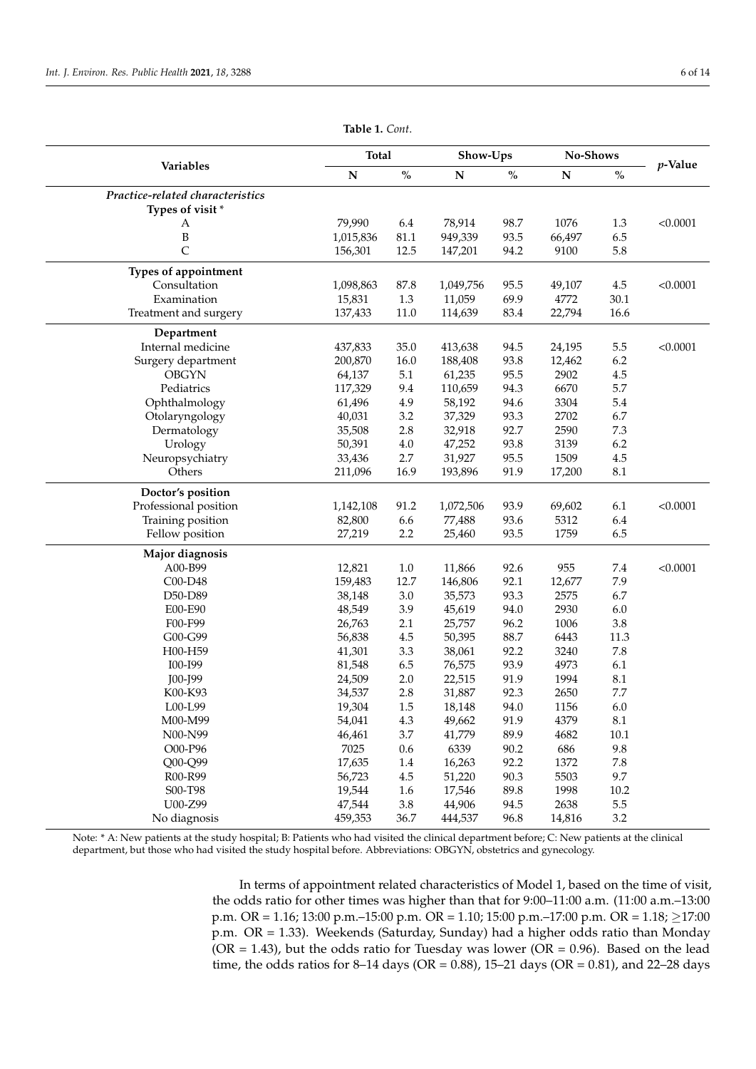**Table 1.** *Cont.*

| Variables | Total | | Show-Ups | | No-Shows | | *p*-Value |
|---|---|---|---|---|---|---|---|
| | N | % | N | % | N | % | |
| ***Practice-related characteristics*** | | | | | | | |
| **Types of visit** * | | | | | | | |
| A | 79,990 | 6.4 | 78,914 | 98.7 | 1076 | 1.3 | <0.0001 |
| B | 1,015,836 | 81.1 | 949,339 | 93.5 | 66,497 | 6.5 | |
| C | 156,301 | 12.5 | 147,201 | 94.2 | 9100 | 5.8 | |
| **Types of appointment** | | | | | | | |
| Consultation | 1,098,863 | 87.8 | 1,049,756 | 95.5 | 49,107 | 4.5 | <0.0001 |
| Examination | 15,831 | 1.3 | 11,059 | 69.9 | 4772 | 30.1 | |
| Treatment and surgery | 137,433 | 11.0 | 114,639 | 83.4 | 22,794 | 16.6 | |
| **Department** | | | | | | | |
| Internal medicine | 437,833 | 35.0 | 413,638 | 94.5 | 24,195 | 5.5 | <0.0001 |
| Surgery department | 200,870 | 16.0 | 188,408 | 93.8 | 12,462 | 6.2 | |
| OBGYN | 64,137 | 5.1 | 61,235 | 95.5 | 2902 | 4.5 | |
| Pediatrics | 117,329 | 9.4 | 110,659 | 94.3 | 6670 | 5.7 | |
| Ophthalmology | 61,496 | 4.9 | 58,192 | 94.6 | 3304 | 5.4 | |
| Otolaryngology | 40,031 | 3.2 | 37,329 | 93.3 | 2702 | 6.7 | |
| Dermatology | 35,508 | 2.8 | 32,918 | 92.7 | 2590 | 7.3 | |
| Urology | 50,391 | 4.0 | 47,252 | 93.8 | 3139 | 6.2 | |
| Neuropsychiatry | 33,436 | 2.7 | 31,927 | 95.5 | 1509 | 4.5 | |
| Others | 211,096 | 16.9 | 193,896 | 91.9 | 17,200 | 8.1 | |
| **Doctor's position** | | | | | | | |
| Professional position | 1,142,108 | 91.2 | 1,072,506 | 93.9 | 69,602 | 6.1 | <0.0001 |
| Training position | 82,800 | 6.6 | 77,488 | 93.6 | 5312 | 6.4 | |
| Fellow position | 27,219 | 2.2 | 25,460 | 93.5 | 1759 | 6.5 | |
| **Major diagnosis** | | | | | | | |
| A00-B99 | 12,821 | 1.0 | 11,866 | 92.6 | 955 | 7.4 | <0.0001 |
| C00-D48 | 159,483 | 12.7 | 146,806 | 92.1 | 12,677 | 7.9 | |
| D50-D89 | 38,148 | 3.0 | 35,573 | 93.3 | 2575 | 6.7 | |
| E00-E90 | 48,549 | 3.9 | 45,619 | 94.0 | 2930 | 6.0 | |
| F00-F99 | 26,763 | 2.1 | 25,757 | 96.2 | 1006 | 3.8 | |
| G00-G99 | 56,838 | 4.5 | 50,395 | 88.7 | 6443 | 11.3 | |
| H00-H59 | 41,301 | 3.3 | 38,061 | 92.2 | 3240 | 7.8 | |
| I00-I99 | 81,548 | 6.5 | 76,575 | 93.9 | 4973 | 6.1 | |
| J00-J99 | 24,509 | 2.0 | 22,515 | 91.9 | 1994 | 8.1 | |
| K00-K93 | 34,537 | 2.8 | 31,887 | 92.3 | 2650 | 7.7 | |
| L00-L99 | 19,304 | 1.5 | 18,148 | 94.0 | 1156 | 6.0 | |
| M00-M99 | 54,041 | 4.3 | 49,662 | 91.9 | 4379 | 8.1 | |
| N00-N99 | 46,461 | 3.7 | 41,779 | 89.9 | 4682 | 10.1 | |
| O00-P96 | 7025 | 0.6 | 6339 | 90.2 | 686 | 9.8 | |
| Q00-Q99 | 17,635 | 1.4 | 16,263 | 92.2 | 1372 | 7.8 | |
| R00-R99 | 56,723 | 4.5 | 51,220 | 90.3 | 5503 | 9.7 | |
| S00-T98 | 19,544 | 1.6 | 17,546 | 89.8 | 1998 | 10.2 | |
| U00-Z99 | 47,544 | 3.8 | 44,906 | 94.5 | 2638 | 5.5 | |
| No diagnosis | 459,353 | 36.7 | 444,537 | 96.8 | 14,816 | 3.2 | |

Note: * A: New patients at the study hospital; B: Patients who had visited the clinical department before; C: New patients at the clinical department, but those who had visited the study hospital before. Abbreviations: OBGYN, obstetrics and gynecology.

In terms of appointment related characteristics of Model 1, based on the time of visit, the odds ratio for other times was higher than that for 9:00–11:00 a.m. (11:00 a.m.–13:00 p.m. OR = 1.16; 13:00 p.m.–15:00 p.m. OR = 1.10; 15:00 p.m.–17:00 p.m. OR = 1.18; ≥17:00 p.m. OR = 1.33). Weekends (Saturday, Sunday) had a higher odds ratio than Monday (OR = 1.43), but the odds ratio for Tuesday was lower (OR = 0.96). Based on the lead time, the odds ratios for 8–14 days (OR = 0.88), 15–21 days (OR = 0.81), and 22–28 days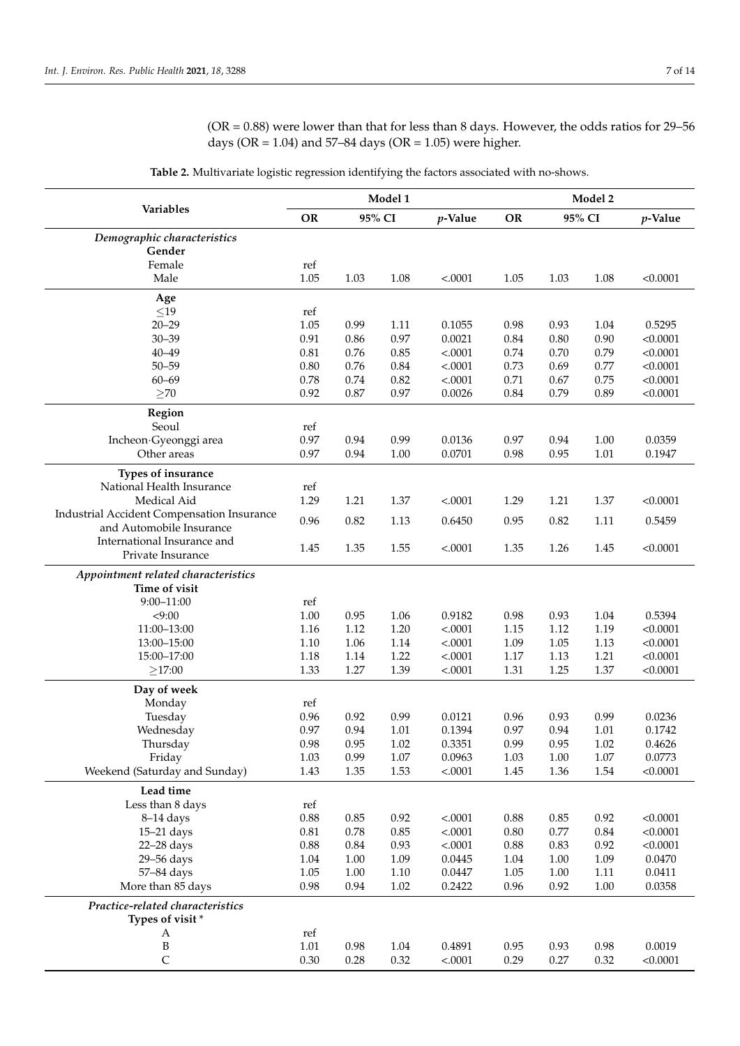(OR = 0.88) were lower than that for less than 8 days. However, the odds ratios for 29–56 days (OR = 1.04) and 57–84 days (OR = 1.05) were higher.

**Table 2.** Multivariate logistic regression identifying the factors associated with no-shows.

| Variables | Model 1 | | | | Model 2 | | | |
|---|---|---|---|---|---|---|---|---|
| | OR | 95% CI | | *p*-Value | OR | 95% CI | | *p*-Value |
| ***Demographic characteristics*** | | | | | | | | |
| **Gender** | | | | | | | | |
| Female | ref | | | | | | | |
| Male | 1.05 | 1.03 | 1.08 | <.0001 | 1.05 | 1.03 | 1.08 | <0.0001 |
| **Age** | | | | | | | | |
| ≤19 | ref | | | | | | | |
| 20–29 | 1.05 | 0.99 | 1.11 | 0.1055 | 0.98 | 0.93 | 1.04 | 0.5295 |
| 30–39 | 0.91 | 0.86 | 0.97 | 0.0021 | 0.84 | 0.80 | 0.90 | <0.0001 |
| 40–49 | 0.81 | 0.76 | 0.85 | <.0001 | 0.74 | 0.70 | 0.79 | <0.0001 |
| 50–59 | 0.80 | 0.76 | 0.84 | <.0001 | 0.73 | 0.69 | 0.77 | <0.0001 |
| 60–69 | 0.78 | 0.74 | 0.82 | <.0001 | 0.71 | 0.67 | 0.75 | <0.0001 |
| ≥70 | 0.92 | 0.87 | 0.97 | 0.0026 | 0.84 | 0.79 | 0.89 | <0.0001 |
| **Region** | | | | | | | | |
| Seoul | ref | | | | | | | |
| Incheon·Gyeonggi area | 0.97 | 0.94 | 0.99 | 0.0136 | 0.97 | 0.94 | 1.00 | 0.0359 |
| Other areas | 0.97 | 0.94 | 1.00 | 0.0701 | 0.98 | 0.95 | 1.01 | 0.1947 |
| **Types of insurance** | | | | | | | | |
| National Health Insurance | ref | | | | | | | |
| Medical Aid | 1.29 | 1.21 | 1.37 | <.0001 | 1.29 | 1.21 | 1.37 | <0.0001 |
| Industrial Accident Compensation Insurance and Automobile Insurance | 0.96 | 0.82 | 1.13 | 0.6450 | 0.95 | 0.82 | 1.11 | 0.5459 |
| International Insurance and Private Insurance | 1.45 | 1.35 | 1.55 | <.0001 | 1.35 | 1.26 | 1.45 | <0.0001 |
| ***Appointment related characteristics*** | | | | | | | | |
| **Time of visit** | | | | | | | | |
| 9:00–11:00 | ref | | | | | | | |
| <9:00 | 1.00 | 0.95 | 1.06 | 0.9182 | 0.98 | 0.93 | 1.04 | 0.5394 |
| 11:00–13:00 | 1.16 | 1.12 | 1.20 | <.0001 | 1.15 | 1.12 | 1.19 | <0.0001 |
| 13:00–15:00 | 1.10 | 1.06 | 1.14 | <.0001 | 1.09 | 1.05 | 1.13 | <0.0001 |
| 15:00–17:00 | 1.18 | 1.14 | 1.22 | <.0001 | 1.17 | 1.13 | 1.21 | <0.0001 |
| ≥17:00 | 1.33 | 1.27 | 1.39 | <.0001 | 1.31 | 1.25 | 1.37 | <0.0001 |
| **Day of week** | | | | | | | | |
| Monday | ref | | | | | | | |
| Tuesday | 0.96 | 0.92 | 0.99 | 0.0121 | 0.96 | 0.93 | 0.99 | 0.0236 |
| Wednesday | 0.97 | 0.94 | 1.01 | 0.1394 | 0.97 | 0.94 | 1.01 | 0.1742 |
| Thursday | 0.98 | 0.95 | 1.02 | 0.3351 | 0.99 | 0.95 | 1.02 | 0.4626 |
| Friday | 1.03 | 0.99 | 1.07 | 0.0963 | 1.03 | 1.00 | 1.07 | 0.0773 |
| Weekend (Saturday and Sunday) | 1.43 | 1.35 | 1.53 | <.0001 | 1.45 | 1.36 | 1.54 | <0.0001 |
| **Lead time** | | | | | | | | |
| Less than 8 days | ref | | | | | | | |
| 8–14 days | 0.88 | 0.85 | 0.92 | <.0001 | 0.88 | 0.85 | 0.92 | <0.0001 |
| 15–21 days | 0.81 | 0.78 | 0.85 | <.0001 | 0.80 | 0.77 | 0.84 | <0.0001 |
| 22–28 days | 0.88 | 0.84 | 0.93 | <.0001 | 0.88 | 0.83 | 0.92 | <0.0001 |
| 29–56 days | 1.04 | 1.00 | 1.09 | 0.0445 | 1.04 | 1.00 | 1.09 | 0.0470 |
| 57–84 days | 1.05 | 1.00 | 1.10 | 0.0447 | 1.05 | 1.00 | 1.11 | 0.0411 |
| More than 85 days | 0.98 | 0.94 | 1.02 | 0.2422 | 0.96 | 0.92 | 1.00 | 0.0358 |
| ***Practice-related characteristics*** | | | | | | | | |
| **Types of visit \*** | | | | | | | | |
| A | ref | | | | | | | |
| B | 1.01 | 0.98 | 1.04 | 0.4891 | 0.95 | 0.93 | 0.98 | 0.0019 |
| C | 0.30 | 0.28 | 0.32 | <.0001 | 0.29 | 0.27 | 0.32 | <0.0001 |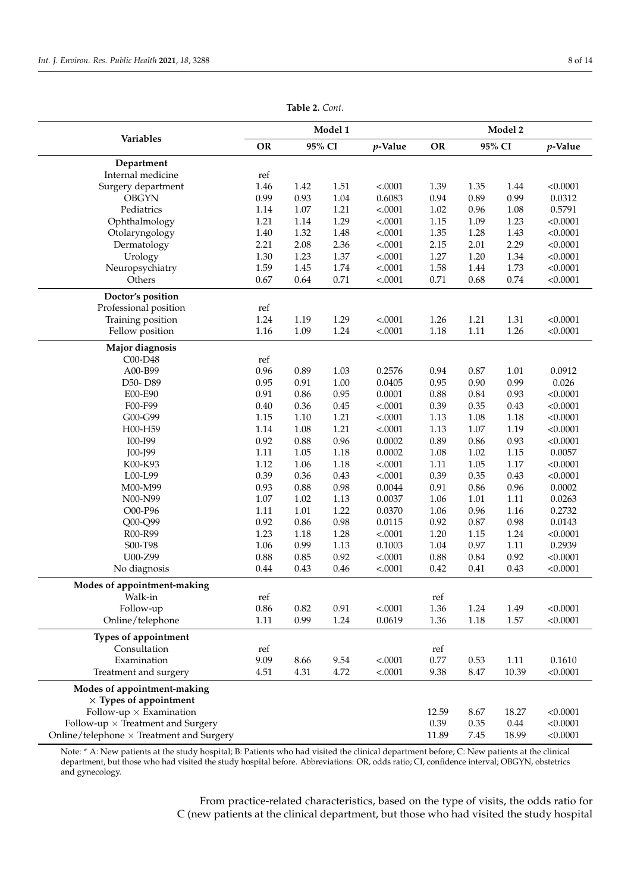**Table 2.** *Cont.*

| Variables | Model 1 | | | | Model 2 | | | |
|---|---|---|---|---|---|---|---|---|
| | OR | 95% CI | | *p*-Value | OR | 95% CI | | *p*-Value |
| **Department** | | | | | | | | |
| Internal medicine | ref | | | | | | | |
| Surgery department | 1.46 | 1.42 | 1.51 | <.0001 | 1.39 | 1.35 | 1.44 | <0.0001 |
| OBGYN | 0.99 | 0.93 | 1.04 | 0.6083 | 0.94 | 0.89 | 0.99 | 0.0312 |
| Pediatrics | 1.14 | 1.07 | 1.21 | <.0001 | 1.02 | 0.96 | 1.08 | 0.5791 |
| Ophthalmology | 1.21 | 1.14 | 1.29 | <.0001 | 1.15 | 1.09 | 1.23 | <0.0001 |
| Otolaryngology | 1.40 | 1.32 | 1.48 | <.0001 | 1.35 | 1.28 | 1.43 | <0.0001 |
| Dermatology | 2.21 | 2.08 | 2.36 | <.0001 | 2.15 | 2.01 | 2.29 | <0.0001 |
| Urology | 1.30 | 1.23 | 1.37 | <.0001 | 1.27 | 1.20 | 1.34 | <0.0001 |
| Neuropsychiatry | 1.59 | 1.45 | 1.74 | <.0001 | 1.58 | 1.44 | 1.73 | <0.0001 |
| Others | 0.67 | 0.64 | 0.71 | <.0001 | 0.71 | 0.68 | 0.74 | <0.0001 |
| **Doctor's position** | | | | | | | | |
| Professional position | ref | | | | | | | |
| Training position | 1.24 | 1.19 | 1.29 | <.0001 | 1.26 | 1.21 | 1.31 | <0.0001 |
| Fellow position | 1.16 | 1.09 | 1.24 | <.0001 | 1.18 | 1.11 | 1.26 | <0.0001 |
| **Major diagnosis** | | | | | | | | |
| C00-D48 | ref | | | | | | | |
| A00-B99 | 0.96 | 0.89 | 1.03 | 0.2576 | 0.94 | 0.87 | 1.01 | 0.0912 |
| D50- D89 | 0.95 | 0.91 | 1.00 | 0.0405 | 0.95 | 0.90 | 0.99 | 0.026 |
| E00-E90 | 0.91 | 0.86 | 0.95 | 0.0001 | 0.88 | 0.84 | 0.93 | <0.0001 |
| F00-F99 | 0.40 | 0.36 | 0.45 | <.0001 | 0.39 | 0.35 | 0.43 | <0.0001 |
| G00-G99 | 1.15 | 1.10 | 1.21 | <.0001 | 1.13 | 1.08 | 1.18 | <0.0001 |
| H00-H59 | 1.14 | 1.08 | 1.21 | <.0001 | 1.13 | 1.07 | 1.19 | <0.0001 |
| I00-I99 | 0.92 | 0.88 | 0.96 | 0.0002 | 0.89 | 0.86 | 0.93 | <0.0001 |
| J00-J99 | 1.11 | 1.05 | 1.18 | 0.0002 | 1.08 | 1.02 | 1.15 | 0.0057 |
| K00-K93 | 1.12 | 1.06 | 1.18 | <.0001 | 1.11 | 1.05 | 1.17 | <0.0001 |
| L00-L99 | 0.39 | 0.36 | 0.43 | <.0001 | 0.39 | 0.35 | 0.43 | <0.0001 |
| M00-M99 | 0.93 | 0.88 | 0.98 | 0.0044 | 0.91 | 0.86 | 0.96 | 0.0002 |
| N00-N99 | 1.07 | 1.02 | 1.13 | 0.0037 | 1.06 | 1.01 | 1.11 | 0.0263 |
| O00-P96 | 1.11 | 1.01 | 1.22 | 0.0370 | 1.06 | 0.96 | 1.16 | 0.2732 |
| Q00-Q99 | 0.92 | 0.86 | 0.98 | 0.0115 | 0.92 | 0.87 | 0.98 | 0.0143 |
| R00-R99 | 1.23 | 1.18 | 1.28 | <.0001 | 1.20 | 1.15 | 1.24 | <0.0001 |
| S00-T98 | 1.06 | 0.99 | 1.13 | 0.1003 | 1.04 | 0.97 | 1.11 | 0.2939 |
| U00-Z99 | 0.88 | 0.85 | 0.92 | <.0001 | 0.88 | 0.84 | 0.92 | <0.0001 |
| No diagnosis | 0.44 | 0.43 | 0.46 | <.0001 | 0.42 | 0.41 | 0.43 | <0.0001 |
| **Modes of appointment-making** | | | | | | | | |
| Walk-in | ref | | | | ref | | | |
| Follow-up | 0.86 | 0.82 | 0.91 | <.0001 | 1.36 | 1.24 | 1.49 | <0.0001 |
| Online/telephone | 1.11 | 0.99 | 1.24 | 0.0619 | 1.36 | 1.18 | 1.57 | <0.0001 |
| **Types of appointment** | | | | | | | | |
| Consultation | ref | | | | ref | | | |
| Examination | 9.09 | 8.66 | 9.54 | <.0001 | 0.77 | 0.53 | 1.11 | 0.1610 |
| Treatment and surgery | 4.51 | 4.31 | 4.72 | <.0001 | 9.38 | 8.47 | 10.39 | <0.0001 |
| **Modes of appointment-making × Types of appointment** | | | | | | | | |
| Follow-up × Examination | | | | | 12.59 | 8.67 | 18.27 | <0.0001 |
| Follow-up × Treatment and Surgery | | | | | 0.39 | 0.35 | 0.44 | <0.0001 |
| Online/telephone × Treatment and Surgery | | | | | 11.89 | 7.45 | 18.99 | <0.0001 |

Note: * A: New patients at the study hospital; B: Patients who had visited the clinical department before; C: New patients at the clinical department, but those who had visited the study hospital before. Abbreviations: OR, odds ratio; CI, confidence interval; OBGYN, obstetrics and gynecology.

From practice-related characteristics, based on the type of visits, the odds ratio for C (new patients at the clinical department, but those who had visited the study hospital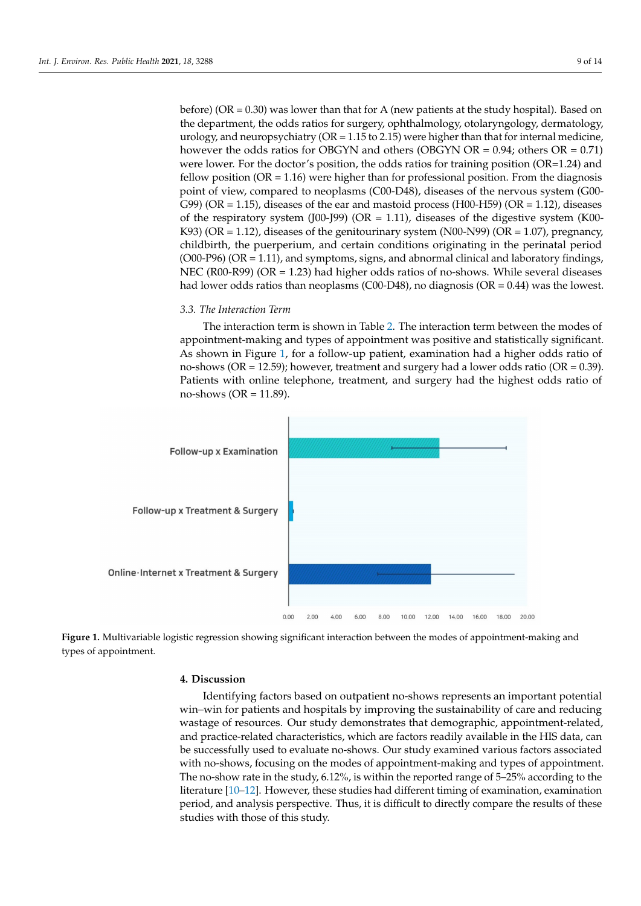before) (OR = 0.30) was lower than that for A (new patients at the study hospital). Based on the department, the odds ratios for surgery, ophthalmology, otolaryngology, dermatology, urology, and neuropsychiatry (OR = 1.15 to 2.15) were higher than that for internal medicine, however the odds ratios for OBGYN and others (OBGYN OR = 0.94; others OR = 0.71) were lower. For the doctor's position, the odds ratios for training position (OR=1.24) and fellow position (OR = 1.16) were higher than for professional position. From the diagnosis point of view, compared to neoplasms (C00-D48), diseases of the nervous system (G00-G99) (OR = 1.15), diseases of the ear and mastoid process (H00-H59) (OR = 1.12), diseases of the respiratory system (J00-J99) (OR = 1.11), diseases of the digestive system (K00-K93) (OR = 1.12), diseases of the genitourinary system (N00-N99) (OR = 1.07), pregnancy, childbirth, the puerperium, and certain conditions originating in the perinatal period (O00-P96) (OR = 1.11), and symptoms, signs, and abnormal clinical and laboratory findings, NEC (R00-R99) (OR = 1.23) had higher odds ratios of no-shows. While several diseases had lower odds ratios than neoplasms (C00-D48), no diagnosis (OR = 0.44) was the lowest.

### 3.3. The Interaction Term

The interaction term is shown in Table 2. The interaction term between the modes of appointment-making and types of appointment was positive and statistically significant. As shown in Figure 1, for a follow-up patient, examination had a higher odds ratio of no-shows (OR = 12.59); however, treatment and surgery had a lower odds ratio (OR = 0.39). Patients with online telephone, treatment, and surgery had the highest odds ratio of no-shows (OR = 11.89).

**Figure 1.** Multivariable logistic regression showing significant interaction between the modes of appointment-making and types of appointment.

## 4. Discussion

Identifying factors based on outpatient no-shows represents an important potential win–win for patients and hospitals by improving the sustainability of care and reducing wastage of resources. Our study demonstrates that demographic, appointment-related, and practice-related characteristics, which are factors readily available in the HIS data, can be successfully used to evaluate no-shows. Our study examined various factors associated with no-shows, focusing on the modes of appointment-making and types of appointment. The no-show rate in the study, 6.12%, is within the reported range of 5–25% according to the literature [10–12]. However, these studies had different timing of examination, examination period, and analysis perspective. Thus, it is difficult to directly compare the results of these studies with those of this study.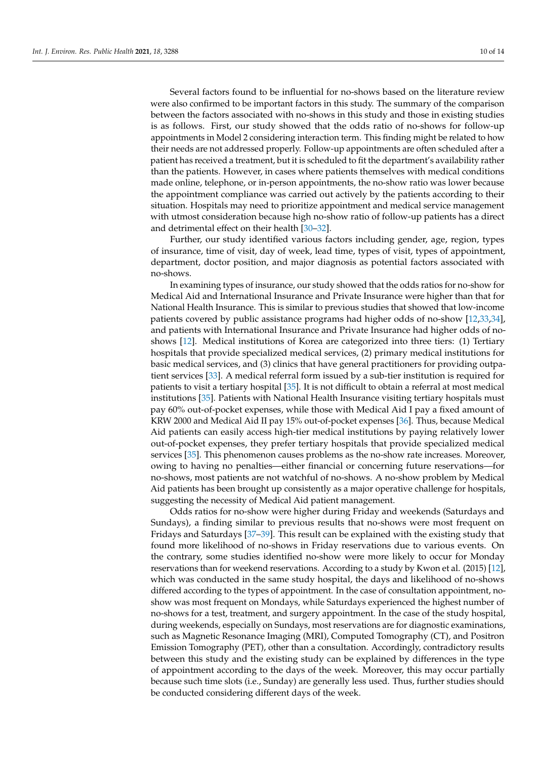Several factors found to be influential for no-shows based on the literature review were also confirmed to be important factors in this study. The summary of the comparison between the factors associated with no-shows in this study and those in existing studies is as follows. First, our study showed that the odds ratio of no-shows for follow-up appointments in Model 2 considering interaction term. This finding might be related to how their needs are not addressed properly. Follow-up appointments are often scheduled after a patient has received a treatment, but it is scheduled to fit the department's availability rather than the patients. However, in cases where patients themselves with medical conditions made online, telephone, or in-person appointments, the no-show ratio was lower because the appointment compliance was carried out actively by the patients according to their situation. Hospitals may need to prioritize appointment and medical service management with utmost consideration because high no-show ratio of follow-up patients has a direct and detrimental effect on their health [30–32].

Further, our study identified various factors including gender, age, region, types of insurance, time of visit, day of week, lead time, types of visit, types of appointment, department, doctor position, and major diagnosis as potential factors associated with no-shows.

In examining types of insurance, our study showed that the odds ratios for no-show for Medical Aid and International Insurance and Private Insurance were higher than that for National Health Insurance. This is similar to previous studies that showed that low-income patients covered by public assistance programs had higher odds of no-show [12,33,34], and patients with International Insurance and Private Insurance had higher odds of no-shows [12]. Medical institutions of Korea are categorized into three tiers: (1) Tertiary hospitals that provide specialized medical services, (2) primary medical institutions for basic medical services, and (3) clinics that have general practitioners for providing outpatient services [33]. A medical referral form issued by a sub-tier institution is required for patients to visit a tertiary hospital [35]. It is not difficult to obtain a referral at most medical institutions [35]. Patients with National Health Insurance visiting tertiary hospitals must pay 60% out-of-pocket expenses, while those with Medical Aid I pay a fixed amount of KRW 2000 and Medical Aid II pay 15% out-of-pocket expenses [36]. Thus, because Medical Aid patients can easily access high-tier medical institutions by paying relatively lower out-of-pocket expenses, they prefer tertiary hospitals that provide specialized medical services [35]. This phenomenon causes problems as the no-show rate increases. Moreover, owing to having no penalties—either financial or concerning future reservations—for no-shows, most patients are not watchful of no-shows. A no-show problem by Medical Aid patients has been brought up consistently as a major operative challenge for hospitals, suggesting the necessity of Medical Aid patient management.

Odds ratios for no-show were higher during Friday and weekends (Saturdays and Sundays), a finding similar to previous results that no-shows were most frequent on Fridays and Saturdays [37–39]. This result can be explained with the existing study that found more likelihood of no-shows in Friday reservations due to various events. On the contrary, some studies identified no-show were more likely to occur for Monday reservations than for weekend reservations. According to a study by Kwon et al. (2015) [12], which was conducted in the same study hospital, the days and likelihood of no-shows differed according to the types of appointment. In the case of consultation appointment, no-show was most frequent on Mondays, while Saturdays experienced the highest number of no-shows for a test, treatment, and surgery appointment. In the case of the study hospital, during weekends, especially on Sundays, most reservations are for diagnostic examinations, such as Magnetic Resonance Imaging (MRI), Computed Tomography (CT), and Positron Emission Tomography (PET), other than a consultation. Accordingly, contradictory results between this study and the existing study can be explained by differences in the type of appointment according to the days of the week. Moreover, this may occur partially because such time slots (i.e., Sunday) are generally less used. Thus, further studies should be conducted considering different days of the week.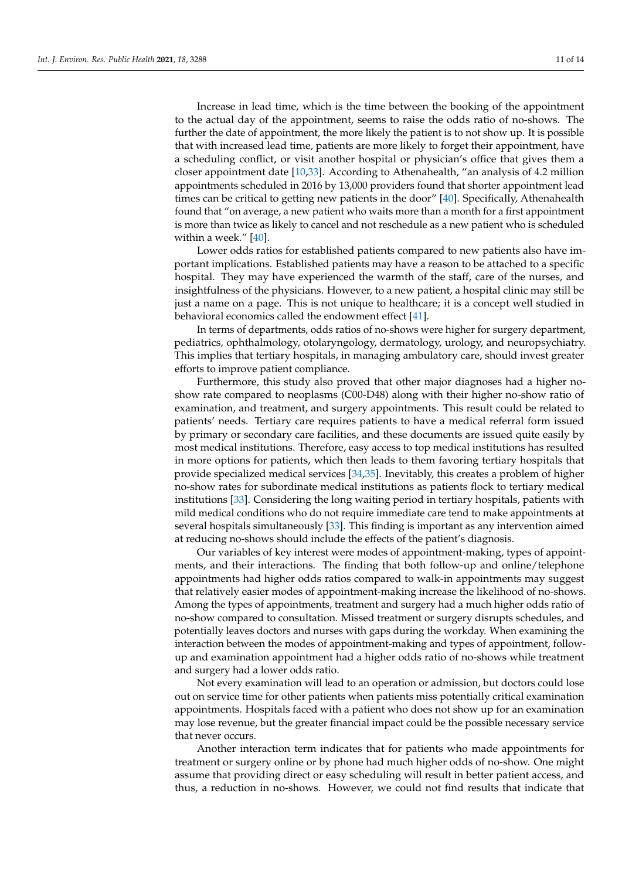Increase in lead time, which is the time between the booking of the appointment to the actual day of the appointment, seems to raise the odds ratio of no-shows. The further the date of appointment, the more likely the patient is to not show up. It is possible that with increased lead time, patients are more likely to forget their appointment, have a scheduling conflict, or visit another hospital or physician's office that gives them a closer appointment date [10,33]. According to Athenahealth, "an analysis of 4.2 million appointments scheduled in 2016 by 13,000 providers found that shorter appointment lead times can be critical to getting new patients in the door" [40]. Specifically, Athenahealth found that "on average, a new patient who waits more than a month for a first appointment is more than twice as likely to cancel and not reschedule as a new patient who is scheduled within a week." [40].

Lower odds ratios for established patients compared to new patients also have important implications. Established patients may have a reason to be attached to a specific hospital. They may have experienced the warmth of the staff, care of the nurses, and insightfulness of the physicians. However, to a new patient, a hospital clinic may still be just a name on a page. This is not unique to healthcare; it is a concept well studied in behavioral economics called the endowment effect [41].

In terms of departments, odds ratios of no-shows were higher for surgery department, pediatrics, ophthalmology, otolaryngology, dermatology, urology, and neuropsychiatry. This implies that tertiary hospitals, in managing ambulatory care, should invest greater efforts to improve patient compliance.

Furthermore, this study also proved that other major diagnoses had a higher no-show rate compared to neoplasms (C00-D48) along with their higher no-show ratio of examination, and treatment, and surgery appointments. This result could be related to patients' needs. Tertiary care requires patients to have a medical referral form issued by primary or secondary care facilities, and these documents are issued quite easily by most medical institutions. Therefore, easy access to top medical institutions has resulted in more options for patients, which then leads to them favoring tertiary hospitals that provide specialized medical services [34,35]. Inevitably, this creates a problem of higher no-show rates for subordinate medical institutions as patients flock to tertiary medical institutions [33]. Considering the long waiting period in tertiary hospitals, patients with mild medical conditions who do not require immediate care tend to make appointments at several hospitals simultaneously [33]. This finding is important as any intervention aimed at reducing no-shows should include the effects of the patient's diagnosis.

Our variables of key interest were modes of appointment-making, types of appointments, and their interactions. The finding that both follow-up and online/telephone appointments had higher odds ratios compared to walk-in appointments may suggest that relatively easier modes of appointment-making increase the likelihood of no-shows. Among the types of appointments, treatment and surgery had a much higher odds ratio of no-show compared to consultation. Missed treatment or surgery disrupts schedules, and potentially leaves doctors and nurses with gaps during the workday. When examining the interaction between the modes of appointment-making and types of appointment, follow-up and examination appointment had a higher odds ratio of no-shows while treatment and surgery had a lower odds ratio.

Not every examination will lead to an operation or admission, but doctors could lose out on service time for other patients when patients miss potentially critical examination appointments. Hospitals faced with a patient who does not show up for an examination may lose revenue, but the greater financial impact could be the possible necessary service that never occurs.

Another interaction term indicates that for patients who made appointments for treatment or surgery online or by phone had much higher odds of no-show. One might assume that providing direct or easy scheduling will result in better patient access, and thus, a reduction in no-shows. However, we could not find results that indicate that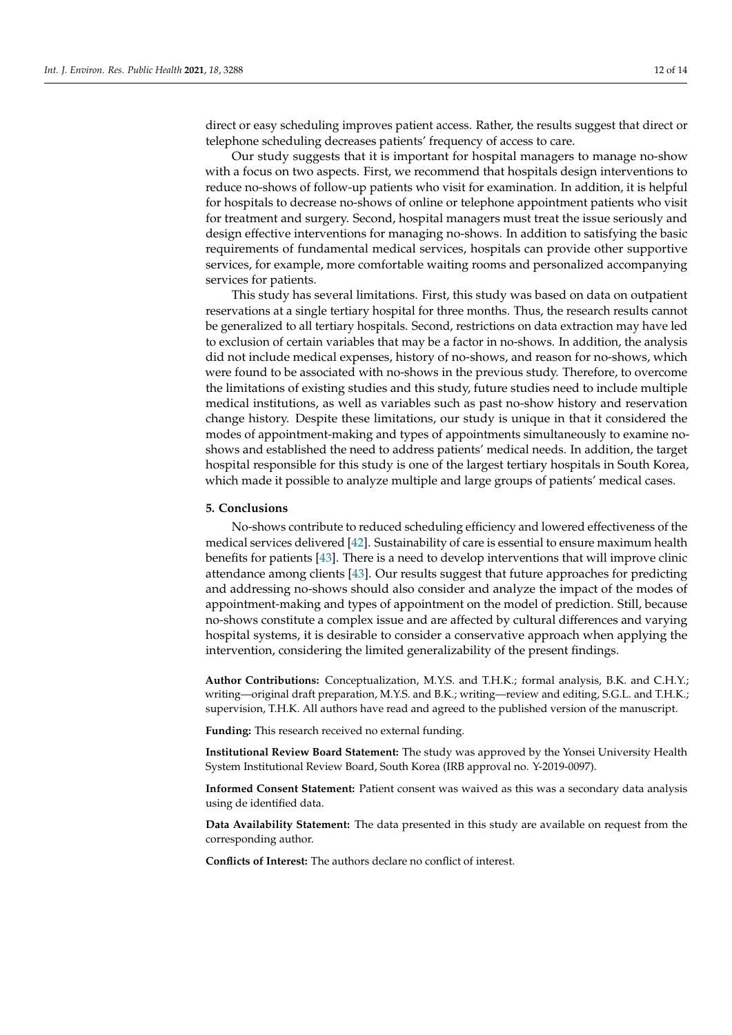direct or easy scheduling improves patient access. Rather, the results suggest that direct or telephone scheduling decreases patients' frequency of access to care.

Our study suggests that it is important for hospital managers to manage no-show with a focus on two aspects. First, we recommend that hospitals design interventions to reduce no-shows of follow-up patients who visit for examination. In addition, it is helpful for hospitals to decrease no-shows of online or telephone appointment patients who visit for treatment and surgery. Second, hospital managers must treat the issue seriously and design effective interventions for managing no-shows. In addition to satisfying the basic requirements of fundamental medical services, hospitals can provide other supportive services, for example, more comfortable waiting rooms and personalized accompanying services for patients.

This study has several limitations. First, this study was based on data on outpatient reservations at a single tertiary hospital for three months. Thus, the research results cannot be generalized to all tertiary hospitals. Second, restrictions on data extraction may have led to exclusion of certain variables that may be a factor in no-shows. In addition, the analysis did not include medical expenses, history of no-shows, and reason for no-shows, which were found to be associated with no-shows in the previous study. Therefore, to overcome the limitations of existing studies and this study, future studies need to include multiple medical institutions, as well as variables such as past no-show history and reservation change history. Despite these limitations, our study is unique in that it considered the modes of appointment-making and types of appointments simultaneously to examine no-shows and established the need to address patients' medical needs. In addition, the target hospital responsible for this study is one of the largest tertiary hospitals in South Korea, which made it possible to analyze multiple and large groups of patients' medical cases.

## 5. Conclusions

No-shows contribute to reduced scheduling efficiency and lowered effectiveness of the medical services delivered [42]. Sustainability of care is essential to ensure maximum health benefits for patients [43]. There is a need to develop interventions that will improve clinic attendance among clients [43]. Our results suggest that future approaches for predicting and addressing no-shows should also consider and analyze the impact of the modes of appointment-making and types of appointment on the model of prediction. Still, because no-shows constitute a complex issue and are affected by cultural differences and varying hospital systems, it is desirable to consider a conservative approach when applying the intervention, considering the limited generalizability of the present findings.

**Author Contributions:** Conceptualization, M.Y.S. and T.H.K.; formal analysis, B.K. and C.H.Y.; writing—original draft preparation, M.Y.S. and B.K.; writing—review and editing, S.G.L. and T.H.K.; supervision, T.H.K. All authors have read and agreed to the published version of the manuscript.

**Funding:** This research received no external funding.

**Institutional Review Board Statement:** The study was approved by the Yonsei University Health System Institutional Review Board, South Korea (IRB approval no. Y-2019-0097).

**Informed Consent Statement:** Patient consent was waived as this was a secondary data analysis using de identified data.

**Data Availability Statement:** The data presented in this study are available on request from the corresponding author.

**Conflicts of Interest:** The authors declare no conflict of interest.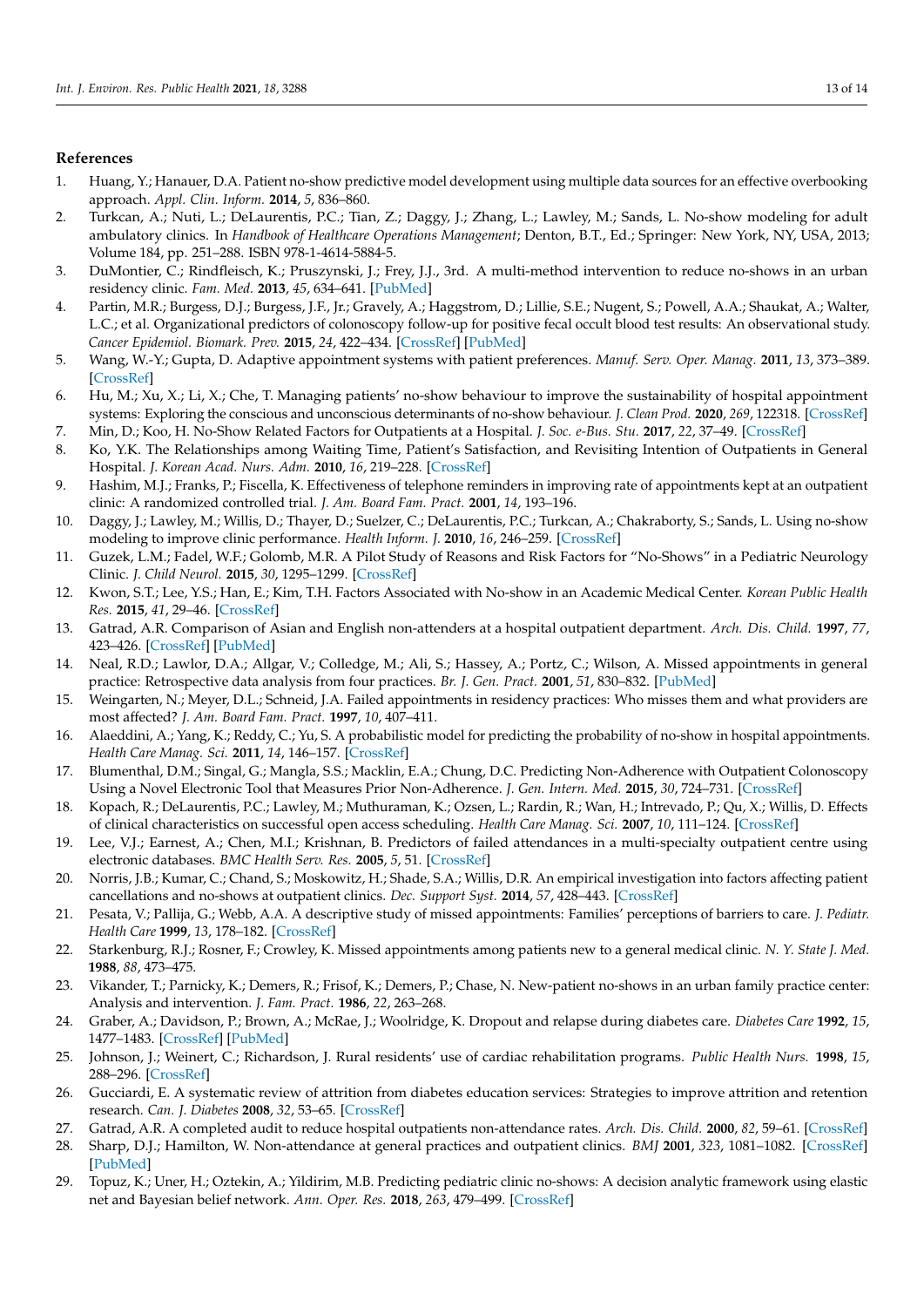## References

1. Huang, Y.; Hanauer, D.A. Patient no-show predictive model development using multiple data sources for an effective overbooking approach. *Appl. Clin. Inform.* **2014**, *5*, 836–860.
2. Turkcan, A.; Nuti, L.; DeLaurentis, P.C.; Tian, Z.; Daggy, J.; Zhang, L.; Lawley, M.; Sands, L. No-show modeling for adult ambulatory clinics. In *Handbook of Healthcare Operations Management*; Denton, B.T., Ed.; Springer: New York, NY, USA, 2013; Volume 184, pp. 251–288. ISBN 978-1-4614-5884-5.
3. DuMontier, C.; Rindfleisch, K.; Pruszynski, J.; Frey, J.J., 3rd. A multi-method intervention to reduce no-shows in an urban residency clinic. *Fam. Med.* **2013**, *45*, 634–641. [PubMed]
4. Partin, M.R.; Burgess, D.J.; Burgess, J.F., Jr.; Gravely, A.; Haggstrom, D.; Lillie, S.E.; Nugent, S.; Powell, A.A.; Shaukat, A.; Walter, L.C.; et al. Organizational predictors of colonoscopy follow-up for positive fecal occult blood test results: An observational study. *Cancer Epidemiol. Biomark. Prev.* **2015**, *24*, 422–434. [CrossRef] [PubMed]
5. Wang, W.-Y.; Gupta, D. Adaptive appointment systems with patient preferences. *Manuf. Serv. Oper. Manag.* **2011**, *13*, 373–389. [CrossRef]
6. Hu, M.; Xu, X.; Li, X.; Che, T. Managing patients' no-show behaviour to improve the sustainability of hospital appointment systems: Exploring the conscious and unconscious determinants of no-show behaviour. *J. Clean Prod.* **2020**, *269*, 122318. [CrossRef]
7. Min, D.; Koo, H. No-Show Related Factors for Outpatients at a Hospital. *J. Soc. e-Bus. Stu.* **2017**, *22*, 37–49. [CrossRef]
8. Ko, Y.K. The Relationships among Waiting Time, Patient's Satisfaction, and Revisiting Intention of Outpatients in General Hospital. *J. Korean Acad. Nurs. Adm.* **2010**, *16*, 219–228. [CrossRef]
9. Hashim, M.J.; Franks, P.; Fiscella, K. Effectiveness of telephone reminders in improving rate of appointments kept at an outpatient clinic: A randomized controlled trial. *J. Am. Board Fam. Pract.* **2001**, *14*, 193–196.
10. Daggy, J.; Lawley, M.; Willis, D.; Thayer, D.; Suelzer, C.; DeLaurentis, P.C.; Turkcan, A.; Chakraborty, S.; Sands, L. Using no-show modeling to improve clinic performance. *Health Inform. J.* **2010**, *16*, 246–259. [CrossRef]
11. Guzek, L.M.; Fadel, W.F.; Golomb, M.R. A Pilot Study of Reasons and Risk Factors for "No-Shows" in a Pediatric Neurology Clinic. *J. Child Neurol.* **2015**, *30*, 1295–1299. [CrossRef]
12. Kwon, S.T.; Lee, Y.S.; Han, E.; Kim, T.H. Factors Associated with No-show in an Academic Medical Center. *Korean Public Health Res.* **2015**, *41*, 29–46. [CrossRef]
13. Gatrad, A.R. Comparison of Asian and English non-attenders at a hospital outpatient department. *Arch. Dis. Child.* **1997**, *77*, 423–426. [CrossRef] [PubMed]
14. Neal, R.D.; Lawlor, D.A.; Allgar, V.; Colledge, M.; Ali, S.; Hassey, A.; Portz, C.; Wilson, A. Missed appointments in general practice: Retrospective data analysis from four practices. *Br. J. Gen. Pract.* **2001**, *51*, 830–832. [PubMed]
15. Weingarten, N.; Meyer, D.L.; Schneid, J.A. Failed appointments in residency practices: Who misses them and what providers are most affected? *J. Am. Board Fam. Pract.* **1997**, *10*, 407–411.
16. Alaeddini, A.; Yang, K.; Reddy, C.; Yu, S. A probabilistic model for predicting the probability of no-show in hospital appointments. *Health Care Manag. Sci.* **2011**, *14*, 146–157. [CrossRef]
17. Blumenthal, D.M.; Singal, G.; Mangla, S.S.; Macklin, E.A.; Chung, D.C. Predicting Non-Adherence with Outpatient Colonoscopy Using a Novel Electronic Tool that Measures Prior Non-Adherence. *J. Gen. Intern. Med.* **2015**, *30*, 724–731. [CrossRef]
18. Kopach, R.; DeLaurentis, P.C.; Lawley, M.; Muthuraman, K.; Ozsen, L.; Rardin, R.; Wan, H.; Intrevado, P.; Qu, X.; Willis, D. Effects of clinical characteristics on successful open access scheduling. *Health Care Manag. Sci.* **2007**, *10*, 111–124. [CrossRef]
19. Lee, V.J.; Earnest, A.; Chen, M.I.; Krishnan, B. Predictors of failed attendances in a multi-specialty outpatient centre using electronic databases. *BMC Health Serv. Res.* **2005**, *5*, 51. [CrossRef]
20. Norris, J.B.; Kumar, C.; Chand, S.; Moskowitz, H.; Shade, S.A.; Willis, D.R. An empirical investigation into factors affecting patient cancellations and no-shows at outpatient clinics. *Dec. Support Syst.* **2014**, *57*, 428–443. [CrossRef]
21. Pesata, V.; Pallija, G.; Webb, A.A. A descriptive study of missed appointments: Families' perceptions of barriers to care. *J. Pediatr. Health Care* **1999**, *13*, 178–182. [CrossRef]
22. Starkenburg, R.J.; Rosner, F.; Crowley, K. Missed appointments among patients new to a general medical clinic. *N. Y. State J. Med.* **1988**, *88*, 473–475.
23. Vikander, T.; Parnicky, K.; Demers, R.; Frisof, K.; Demers, P.; Chase, N. New-patient no-shows in an urban family practice center: Analysis and intervention. *J. Fam. Pract.* **1986**, *22*, 263–268.
24. Graber, A.; Davidson, P.; Brown, A.; McRae, J.; Woolridge, K. Dropout and relapse during diabetes care. *Diabetes Care* **1992**, *15*, 1477–1483. [CrossRef] [PubMed]
25. Johnson, J.; Weinert, C.; Richardson, J. Rural residents' use of cardiac rehabilitation programs. *Public Health Nurs.* **1998**, *15*, 288–296. [CrossRef]
26. Gucciardi, E. A systematic review of attrition from diabetes education services: Strategies to improve attrition and retention research. *Can. J. Diabetes* **2008**, *32*, 53–65. [CrossRef]
27. Gatrad, A.R. A completed audit to reduce hospital outpatients non-attendance rates. *Arch. Dis. Child.* **2000**, *82*, 59–61. [CrossRef]
28. Sharp, D.J.; Hamilton, W. Non-attendance at general practices and outpatient clinics. *BMJ* **2001**, *323*, 1081–1082. [CrossRef] [PubMed]
29. Topuz, K.; Uner, H.; Oztekin, A.; Yildirim, M.B. Predicting pediatric clinic no-shows: A decision analytic framework using elastic net and Bayesian belief network. *Ann. Oper. Res.* **2018**, *263*, 479–499. [CrossRef]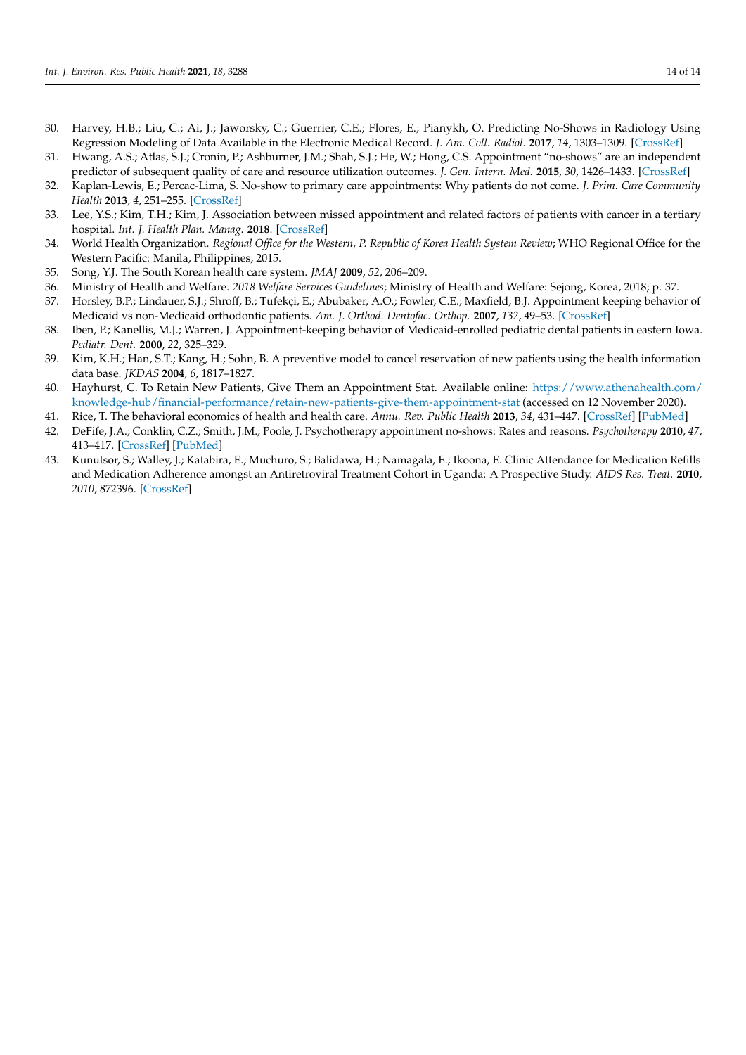30. Harvey, H.B.; Liu, C.; Ai, J.; Jaworsky, C.; Guerrier, C.E.; Flores, E.; Pianykh, O. Predicting No-Shows in Radiology Using Regression Modeling of Data Available in the Electronic Medical Record. *J. Am. Coll. Radiol.* **2017**, *14*, 1303–1309. [CrossRef]
31. Hwang, A.S.; Atlas, S.J.; Cronin, P.; Ashburner, J.M.; Shah, S.J.; He, W.; Hong, C.S. Appointment "no-shows" are an independent predictor of subsequent quality of care and resource utilization outcomes. *J. Gen. Intern. Med.* **2015**, *30*, 1426–1433. [CrossRef]
32. Kaplan-Lewis, E.; Percac-Lima, S. No-show to primary care appointments: Why patients do not come. *J. Prim. Care Community Health* **2013**, *4*, 251–255. [CrossRef]
33. Lee, Y.S.; Kim, T.H.; Kim, J. Association between missed appointment and related factors of patients with cancer in a tertiary hospital. *Int. J. Health Plan. Manag.* **2018**. [CrossRef]
34. World Health Organization. *Regional Office for the Western, P. Republic of Korea Health System Review*; WHO Regional Office for the Western Pacific: Manila, Philippines, 2015.
35. Song, Y.J. The South Korean health care system. *JMAJ* **2009**, *52*, 206–209.
36. Ministry of Health and Welfare. *2018 Welfare Services Guidelines*; Ministry of Health and Welfare: Sejong, Korea, 2018; p. 37.
37. Horsley, B.P.; Lindauer, S.J.; Shroff, B.; Tüfekçi, E.; Abubaker, A.O.; Fowler, C.E.; Maxfield, B.J. Appointment keeping behavior of Medicaid vs non-Medicaid orthodontic patients. *Am. J. Orthod. Dentofac. Orthop.* **2007**, *132*, 49–53. [CrossRef]
38. Iben, P.; Kanellis, M.J.; Warren, J. Appointment-keeping behavior of Medicaid-enrolled pediatric dental patients in eastern Iowa. *Pediatr. Dent.* **2000**, *22*, 325–329.
39. Kim, K.H.; Han, S.T.; Kang, H.; Sohn, B. A preventive model to cancel reservation of new patients using the health information data base. *JKDAS* **2004**, *6*, 1817–1827.
40. Hayhurst, C. To Retain New Patients, Give Them an Appointment Stat. Available online: https://www.athenahealth.com/knowledge-hub/financial-performance/retain-new-patients-give-them-appointment-stat (accessed on 12 November 2020).
41. Rice, T. The behavioral economics of health and health care. *Annu. Rev. Public Health* **2013**, *34*, 431–447. [CrossRef] [PubMed]
42. DeFife, J.A.; Conklin, C.Z.; Smith, J.M.; Poole, J. Psychotherapy appointment no-shows: Rates and reasons. *Psychotherapy* **2010**, *47*, 413–417. [CrossRef] [PubMed]
43. Kunutsor, S.; Walley, J.; Katabira, E.; Muchuro, S.; Balidawa, H.; Namagala, E.; Ikoona, E. Clinic Attendance for Medication Refills and Medication Adherence amongst an Antiretroviral Treatment Cohort in Uganda: A Prospective Study. *AIDS Res. Treat.* **2010**, *2010*, 872396. [CrossRef]